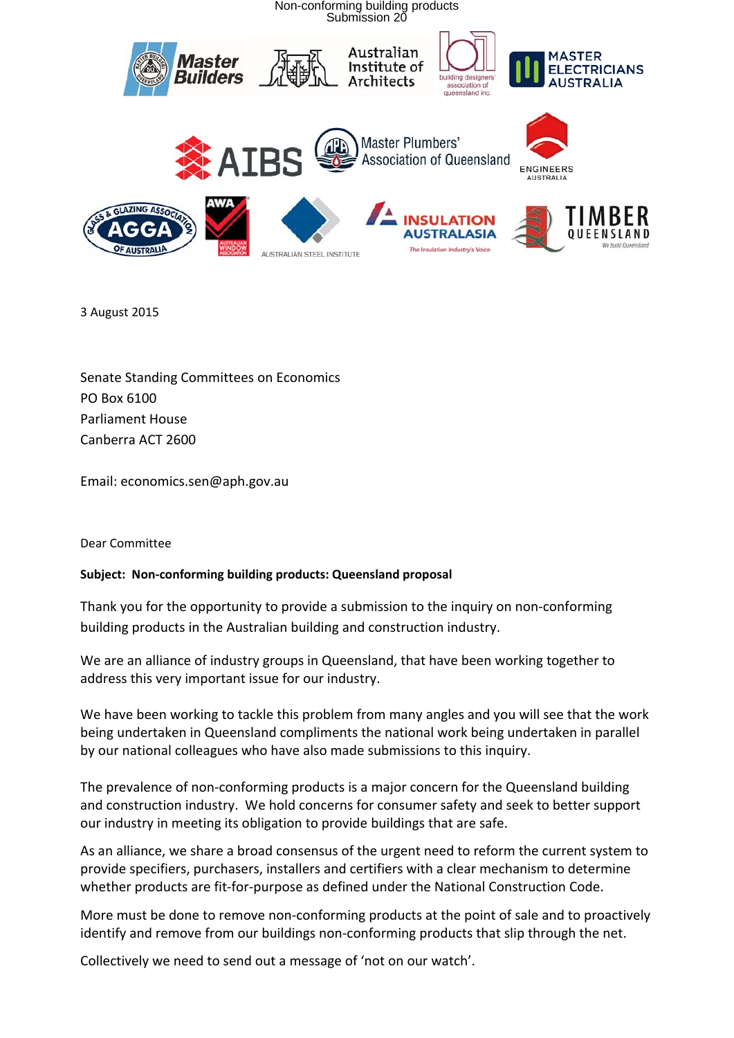3 August 2015

Senate Standing Committees on Economics
PO Box 6100
Parliament House
Canberra ACT 2600

Email: economics.sen@aph.gov.au

Dear Committee

**Subject: Non-conforming building products: Queensland proposal**

Thank you for the opportunity to provide a submission to the inquiry on non-conforming building products in the Australian building and construction industry.

We are an alliance of industry groups in Queensland, that have been working together to address this very important issue for our industry.

We have been working to tackle this problem from many angles and you will see that the work being undertaken in Queensland compliments the national work being undertaken in parallel by our national colleagues who have also made submissions to this inquiry.

The prevalence of non-conforming products is a major concern for the Queensland building and construction industry. We hold concerns for consumer safety and seek to better support our industry in meeting its obligation to provide buildings that are safe.

As an alliance, we share a broad consensus of the urgent need to reform the current system to provide specifiers, purchasers, installers and certifiers with a clear mechanism to determine whether products are fit-for-purpose as defined under the National Construction Code.

More must be done to remove non-conforming products at the point of sale and to proactively identify and remove from our buildings non-conforming products that slip through the net.

Collectively we need to send out a message of 'not on our watch'.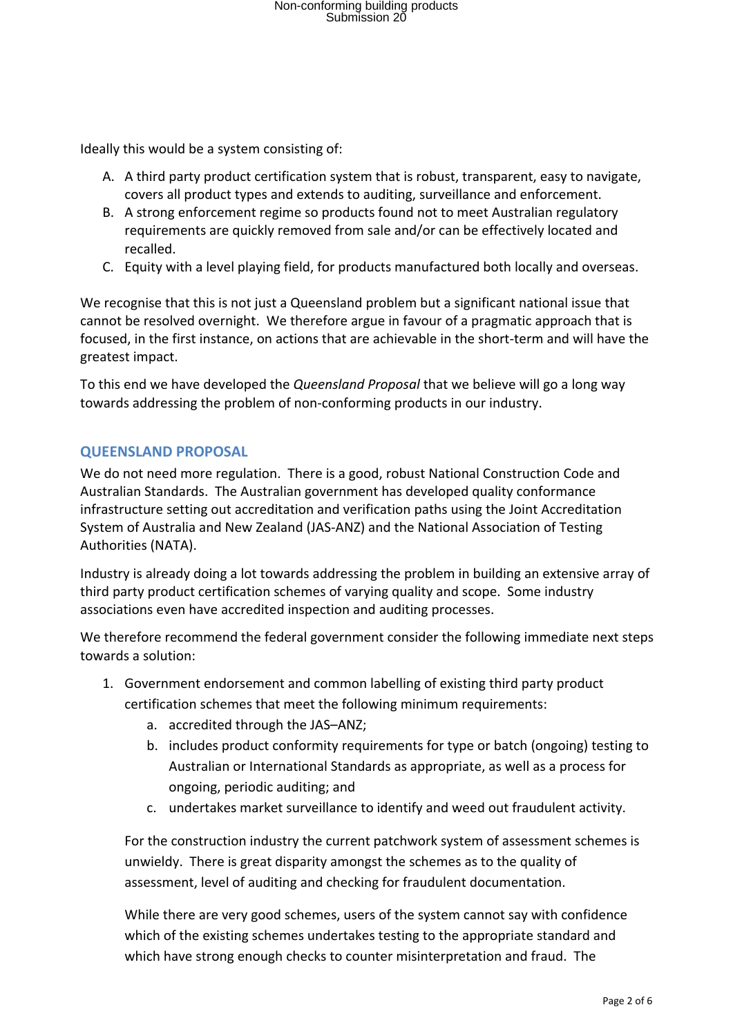Ideally this would be a system consisting of:

A. A third party product certification system that is robust, transparent, easy to navigate, covers all product types and extends to auditing, surveillance and enforcement.
B. A strong enforcement regime so products found not to meet Australian regulatory requirements are quickly removed from sale and/or can be effectively located and recalled.
C. Equity with a level playing field, for products manufactured both locally and overseas.

We recognise that this is not just a Queensland problem but a significant national issue that cannot be resolved overnight. We therefore argue in favour of a pragmatic approach that is focused, in the first instance, on actions that are achievable in the short-term and will have the greatest impact.

To this end we have developed the *Queensland Proposal* that we believe will go a long way towards addressing the problem of non-conforming products in our industry.

## QUEENSLAND PROPOSAL

We do not need more regulation. There is a good, robust National Construction Code and Australian Standards. The Australian government has developed quality conformance infrastructure setting out accreditation and verification paths using the Joint Accreditation System of Australia and New Zealand (JAS-ANZ) and the National Association of Testing Authorities (NATA).

Industry is already doing a lot towards addressing the problem in building an extensive array of third party product certification schemes of varying quality and scope. Some industry associations even have accredited inspection and auditing processes.

We therefore recommend the federal government consider the following immediate next steps towards a solution:

1. Government endorsement and common labelling of existing third party product certification schemes that meet the following minimum requirements:
   a. accredited through the JAS–ANZ;
   b. includes product conformity requirements for type or batch (ongoing) testing to Australian or International Standards as appropriate, as well as a process for ongoing, periodic auditing; and
   c. undertakes market surveillance to identify and weed out fraudulent activity.

   For the construction industry the current patchwork system of assessment schemes is unwieldy. There is great disparity amongst the schemes as to the quality of assessment, level of auditing and checking for fraudulent documentation.

   While there are very good schemes, users of the system cannot say with confidence which of the existing schemes undertakes testing to the appropriate standard and which have strong enough checks to counter misinterpretation and fraud. The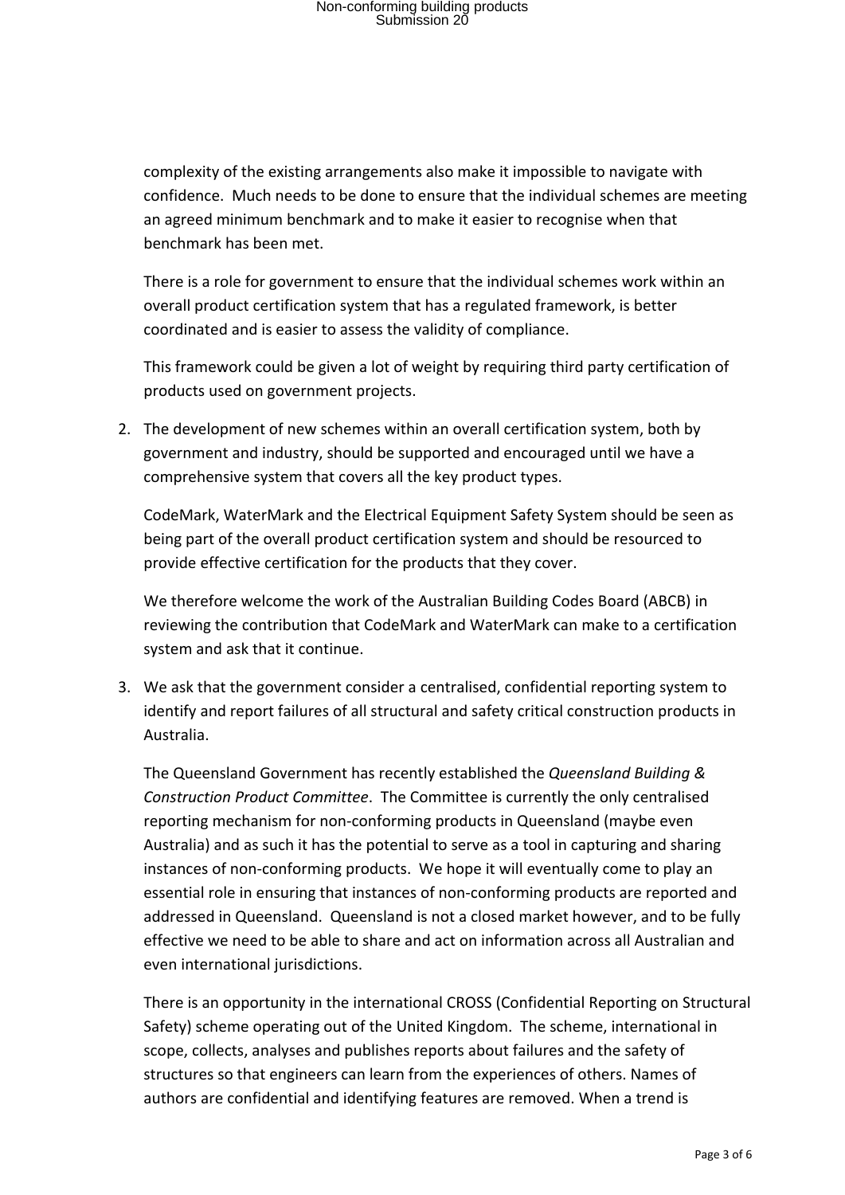complexity of the existing arrangements also make it impossible to navigate with confidence. Much needs to be done to ensure that the individual schemes are meeting an agreed minimum benchmark and to make it easier to recognise when that benchmark has been met.

There is a role for government to ensure that the individual schemes work within an overall product certification system that has a regulated framework, is better coordinated and is easier to assess the validity of compliance.

This framework could be given a lot of weight by requiring third party certification of products used on government projects.

2. The development of new schemes within an overall certification system, both by government and industry, should be supported and encouraged until we have a comprehensive system that covers all the key product types.

   CodeMark, WaterMark and the Electrical Equipment Safety System should be seen as being part of the overall product certification system and should be resourced to provide effective certification for the products that they cover.

   We therefore welcome the work of the Australian Building Codes Board (ABCB) in reviewing the contribution that CodeMark and WaterMark can make to a certification system and ask that it continue.

3. We ask that the government consider a centralised, confidential reporting system to identify and report failures of all structural and safety critical construction products in Australia.

   The Queensland Government has recently established the *Queensland Building & Construction Product Committee*. The Committee is currently the only centralised reporting mechanism for non-conforming products in Queensland (maybe even Australia) and as such it has the potential to serve as a tool in capturing and sharing instances of non-conforming products. We hope it will eventually come to play an essential role in ensuring that instances of non-conforming products are reported and addressed in Queensland. Queensland is not a closed market however, and to be fully effective we need to be able to share and act on information across all Australian and even international jurisdictions.

   There is an opportunity in the international CROSS (Confidential Reporting on Structural Safety) scheme operating out of the United Kingdom. The scheme, international in scope, collects, analyses and publishes reports about failures and the safety of structures so that engineers can learn from the experiences of others. Names of authors are confidential and identifying features are removed. When a trend is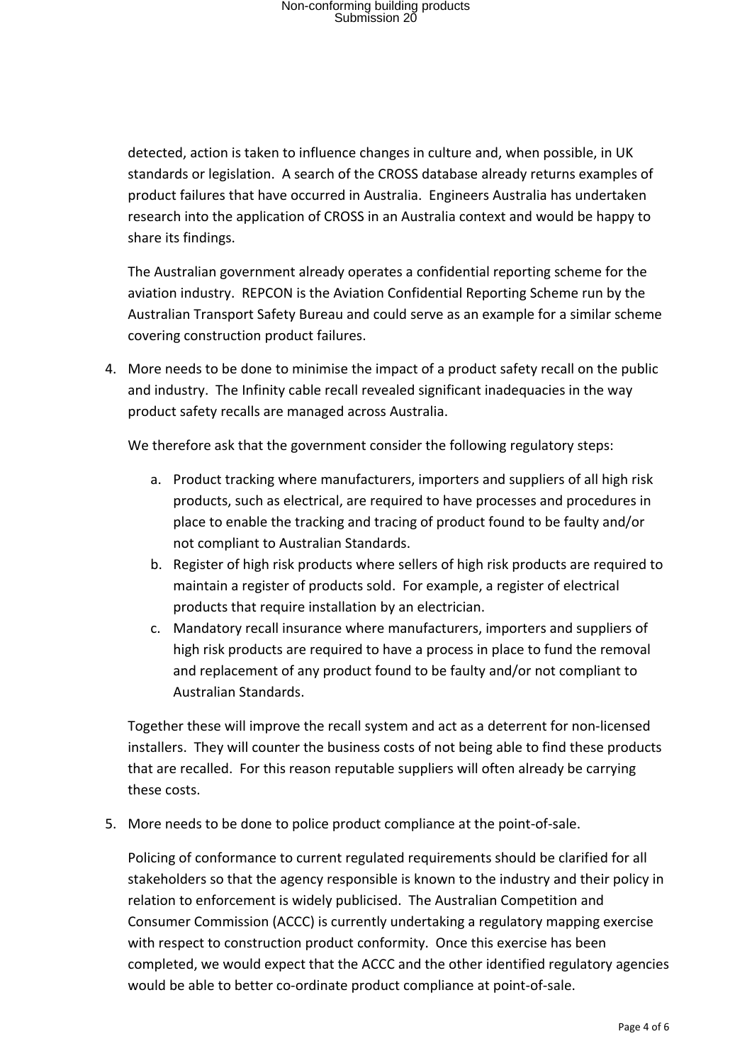detected, action is taken to influence changes in culture and, when possible, in UK standards or legislation. A search of the CROSS database already returns examples of product failures that have occurred in Australia. Engineers Australia has undertaken research into the application of CROSS in an Australia context and would be happy to share its findings.

The Australian government already operates a confidential reporting scheme for the aviation industry. REPCON is the Aviation Confidential Reporting Scheme run by the Australian Transport Safety Bureau and could serve as an example for a similar scheme covering construction product failures.

4. More needs to be done to minimise the impact of a product safety recall on the public and industry. The Infinity cable recall revealed significant inadequacies in the way product safety recalls are managed across Australia.

   We therefore ask that the government consider the following regulatory steps:

   a. Product tracking where manufacturers, importers and suppliers of all high risk products, such as electrical, are required to have processes and procedures in place to enable the tracking and tracing of product found to be faulty and/or not compliant to Australian Standards.
   b. Register of high risk products where sellers of high risk products are required to maintain a register of products sold. For example, a register of electrical products that require installation by an electrician.
   c. Mandatory recall insurance where manufacturers, importers and suppliers of high risk products are required to have a process in place to fund the removal and replacement of any product found to be faulty and/or not compliant to Australian Standards.

   Together these will improve the recall system and act as a deterrent for non-licensed installers. They will counter the business costs of not being able to find these products that are recalled. For this reason reputable suppliers will often already be carrying these costs.

5. More needs to be done to police product compliance at the point-of-sale.

   Policing of conformance to current regulated requirements should be clarified for all stakeholders so that the agency responsible is known to the industry and their policy in relation to enforcement is widely publicised. The Australian Competition and Consumer Commission (ACCC) is currently undertaking a regulatory mapping exercise with respect to construction product conformity. Once this exercise has been completed, we would expect that the ACCC and the other identified regulatory agencies would be able to better co-ordinate product compliance at point-of-sale.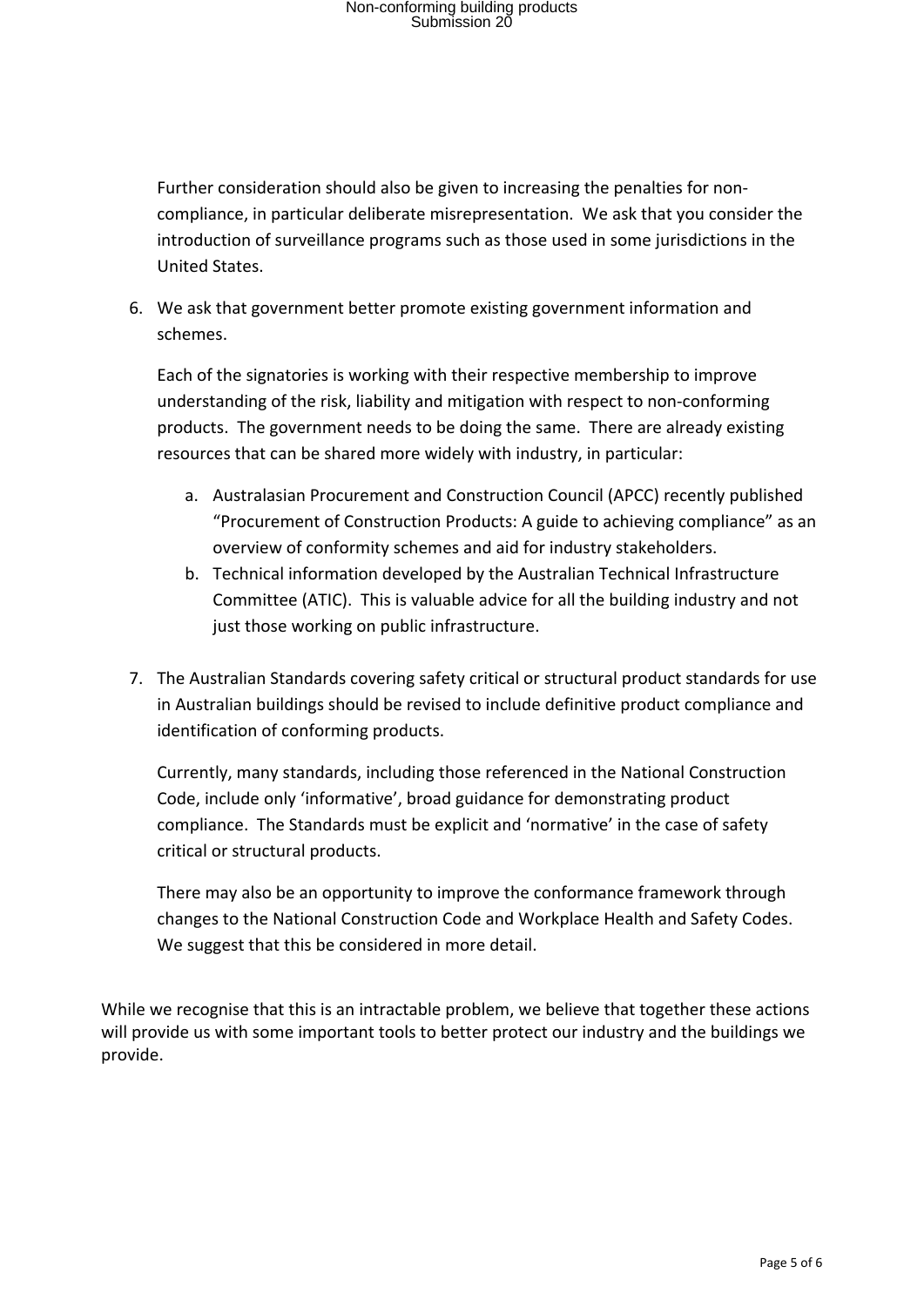Further consideration should also be given to increasing the penalties for non-compliance, in particular deliberate misrepresentation. We ask that you consider the introduction of surveillance programs such as those used in some jurisdictions in the United States.

6. We ask that government better promote existing government information and schemes.

   Each of the signatories is working with their respective membership to improve understanding of the risk, liability and mitigation with respect to non-conforming products. The government needs to be doing the same. There are already existing resources that can be shared more widely with industry, in particular:

   a. Australasian Procurement and Construction Council (APCC) recently published "Procurement of Construction Products: A guide to achieving compliance" as an overview of conformity schemes and aid for industry stakeholders.
   b. Technical information developed by the Australian Technical Infrastructure Committee (ATIC). This is valuable advice for all the building industry and not just those working on public infrastructure.

7. The Australian Standards covering safety critical or structural product standards for use in Australian buildings should be revised to include definitive product compliance and identification of conforming products.

   Currently, many standards, including those referenced in the National Construction Code, include only 'informative', broad guidance for demonstrating product compliance. The Standards must be explicit and 'normative' in the case of safety critical or structural products.

   There may also be an opportunity to improve the conformance framework through changes to the National Construction Code and Workplace Health and Safety Codes. We suggest that this be considered in more detail.

While we recognise that this is an intractable problem, we believe that together these actions will provide us with some important tools to better protect our industry and the buildings we provide.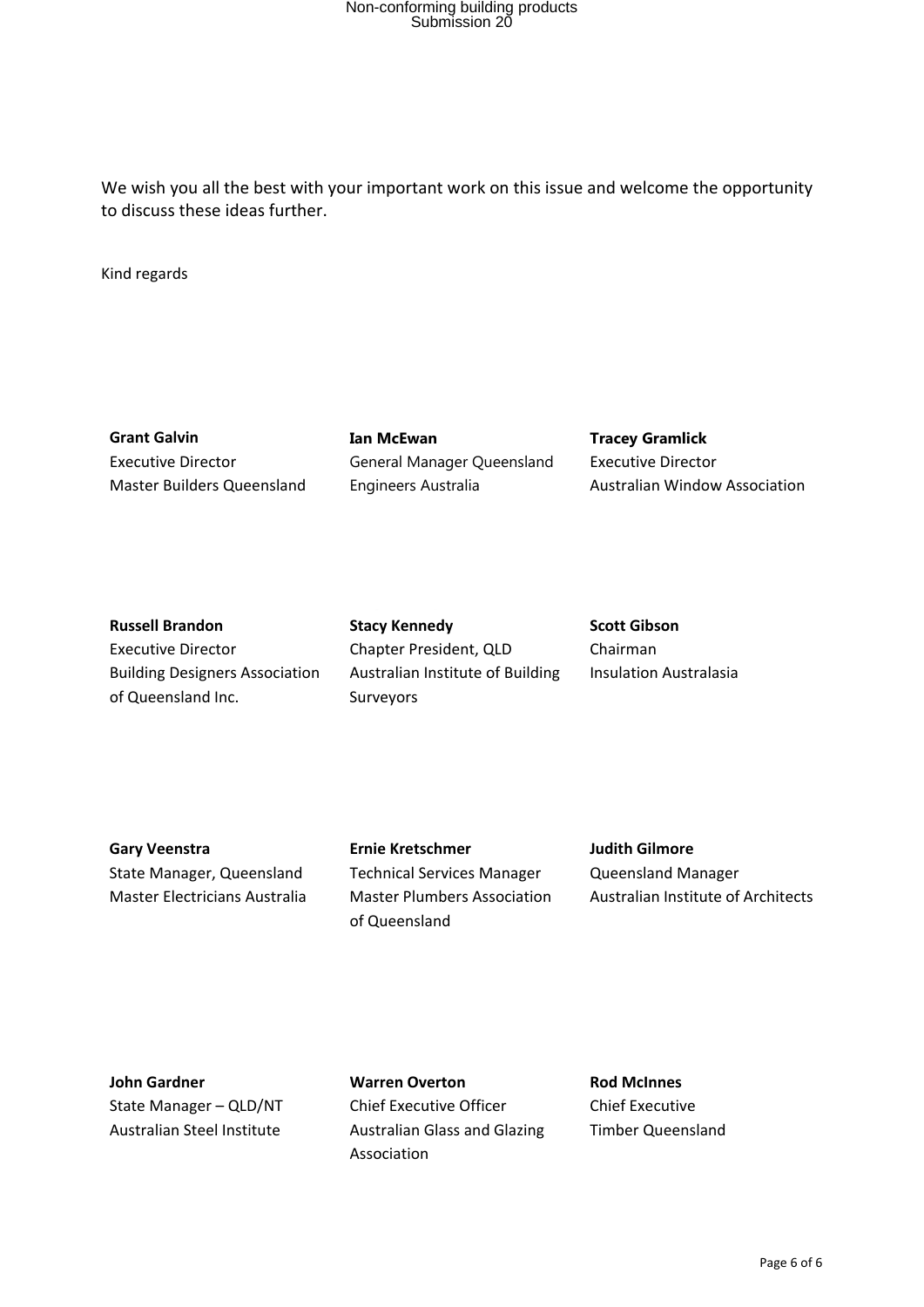We wish you all the best with your important work on this issue and welcome the opportunity to discuss these ideas further.

Kind regards

**Grant Galvin**
Executive Director
Master Builders Queensland

**Ian McEwan**
General Manager Queensland
Engineers Australia

**Tracey Gramlick**
Executive Director
Australian Window Association

**Russell Brandon**
Executive Director
Building Designers Association of Queensland Inc.

**Stacy Kennedy**
Chapter President, QLD
Australian Institute of Building Surveyors

**Scott Gibson**
Chairman
Insulation Australasia

**Gary Veenstra**
State Manager, Queensland
Master Electricians Australia

**Ernie Kretschmer**
Technical Services Manager
Master Plumbers Association of Queensland

**Judith Gilmore**
Queensland Manager
Australian Institute of Architects

**John Gardner**
State Manager – QLD/NT
Australian Steel Institute

**Warren Overton**
Chief Executive Officer
Australian Glass and Glazing Association

**Rod McInnes**
Chief Executive
Timber Queensland